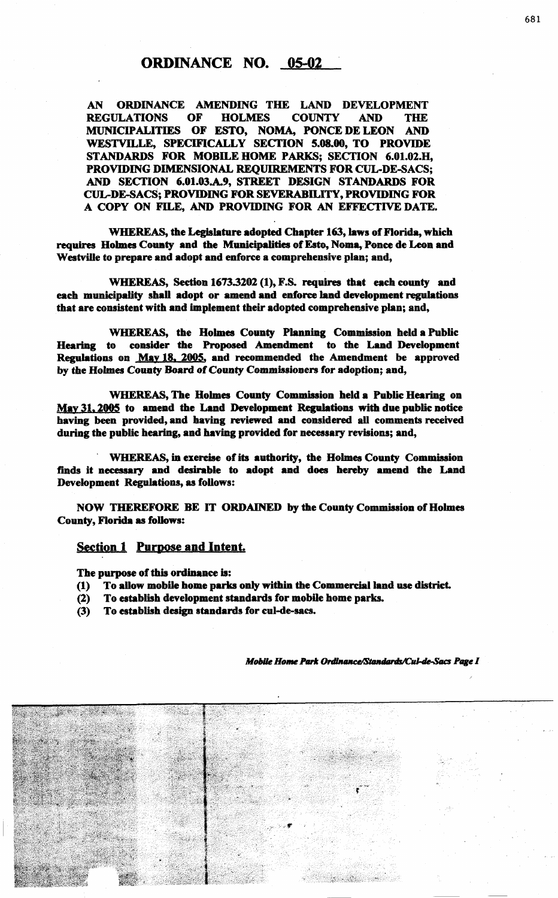# ORDINANCE NO. 05-02

**AN ORDINANCE AMENDING THE LAND DEVELOPMENT REGULATIONS OF HOLMES COUNTY AND THE MUNICIPALITIES OF ESTO, NOMA, PONCE DE LEON AND WESTVILLE, SPECIFICALLY SECTION 5.08.00, TO PROVIDE STANDARDS FOR MOBILE HOME PARKS; SECTION 6.01.02.H, PROVIDING DIMENSIONAL REQUIREMENTS FOR CUL-DE-SACS; AND SECTION 6.01.03.A.9, STREET DESIGN STANDARDS FOR CUL-DE-SACS; PROVIDING FOR SEVERABILITY, PROVIDING FOR A COPY ON FILE, AND PROVIDING FOR AN EFFECTIVE DATE.**

**WHEREAS, the Legislature adopted Chapter 163, laws of Florida, which requires Holmes County and the Municipalities of Esto, Noma, Ponce de Leon and Westville to prepare and adopt and enforce a comprehensive plan; and,**

**WHEREAS, Section 1673.3202 (1), F.S. requires that each county and each municipality shall adopt or amend and enforce land development regulations that are consistent with and implement their adopted comprehensive plan; and,**

**WHEREAS, the Holmes County Planning Commission held a Public Hearing to consider the Proposed Amendment to the Land Development Regulations on May 18, 2005, and recommended the Amendment be approved by the Holmes County Board of County Commissioners for adoption; and,**

**WHEREAS, The Holmes County Commission held a Public Hearing on May 31, 2005 to amend the Land Development Regulations with due public notice having been provided, and having reviewed and considered all comments received during the public hearing, and having provided for necessary revisions; and,**

**WHEREAS, in exercise of its authority, the Holmes County Commission finds it necessary and desirable to adopt and does hereby amend the Land Development Regulations, as follows:**

**NOW THEREFORE BE IT ORDAINED by the County Commission of Holmes County, Florida as follows:**

## Section 1 Purpose and Intent.

**The purpose of this ordinance is:**

**(1) To allow mobile home parks only within the Commercial land use district.**

**(2) To establish development standards for mobile home parks.**

**(3) To establish design standards for cul-de-sacs.**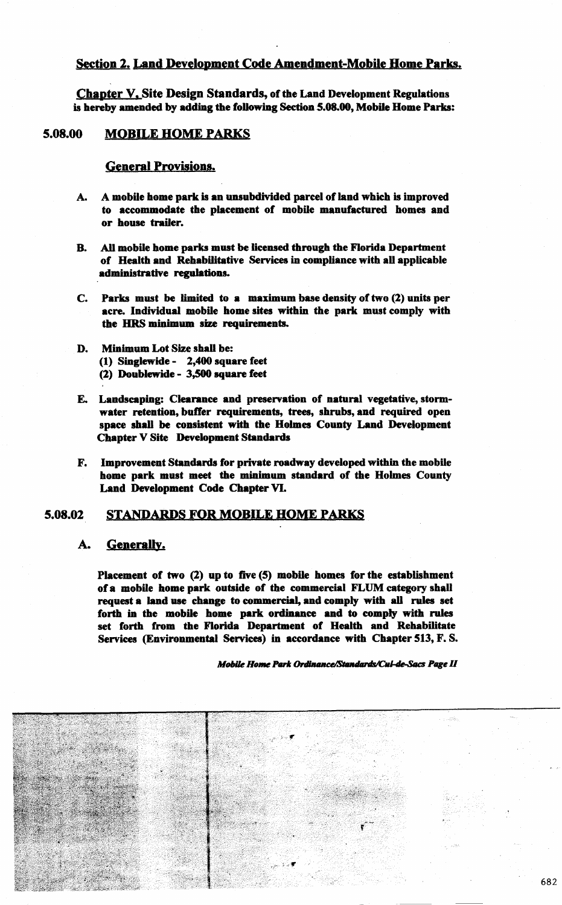## Section 2. Land Development Code Amendment-Mobile Home Parks.

**Chapter V. Site Design Standards, of the Land Development Regulations is hereby amended by adding the following Section 5.08.00, Mobile Home Parks:**

## 5.08.00 MOBILE HOME PARKS

### General Provisions.

**A. A mobile home park is an unsubdivided parcel of land which is improved to accommodate the placement of mobile manufactured homes and or house trailer.**

**B. All mobile home parks must be licensed through the Florida Department of Health and Rehabilitative Services in compliance with all applicable administrative regulations.**

**C. Parks must be limited to a maximum base density of two (2) units per acre. Individual mobile home sites within the park must comply with the HRS minimum size requirements.**

**D. Minimum Lot Size shall be:**
**(1) Singlewide - 2,400 square feet**
**(2) Doublewide - 3,500 square feet**

**E. Landscaping: Clearance and preservation of natural vegetative, storm-water retention, buffer requirements, trees, shrubs, and required open space shall be consistent with the Holmes County Land Development Chapter V Site Development Standards**

**F. Improvement Standards for private roadway developed within the mobile home park must meet the minimum standard of the Holmes County Land Development Code Chapter VI.**

## 5.08.02 STANDARDS FOR MOBILE HOME PARKS

### A. Generally.

**Placement of two (2) up to five (5) mobile homes for the establishment of a mobile home park outside of the commercial FLUM category shall request a land use change to commercial, and comply with all rules set forth in the mobile home park ordinance and to comply with rules set forth from the Florida Department of Health and Rehabilitate Services (Environmental Services) in accordance with Chapter 513, F. S.**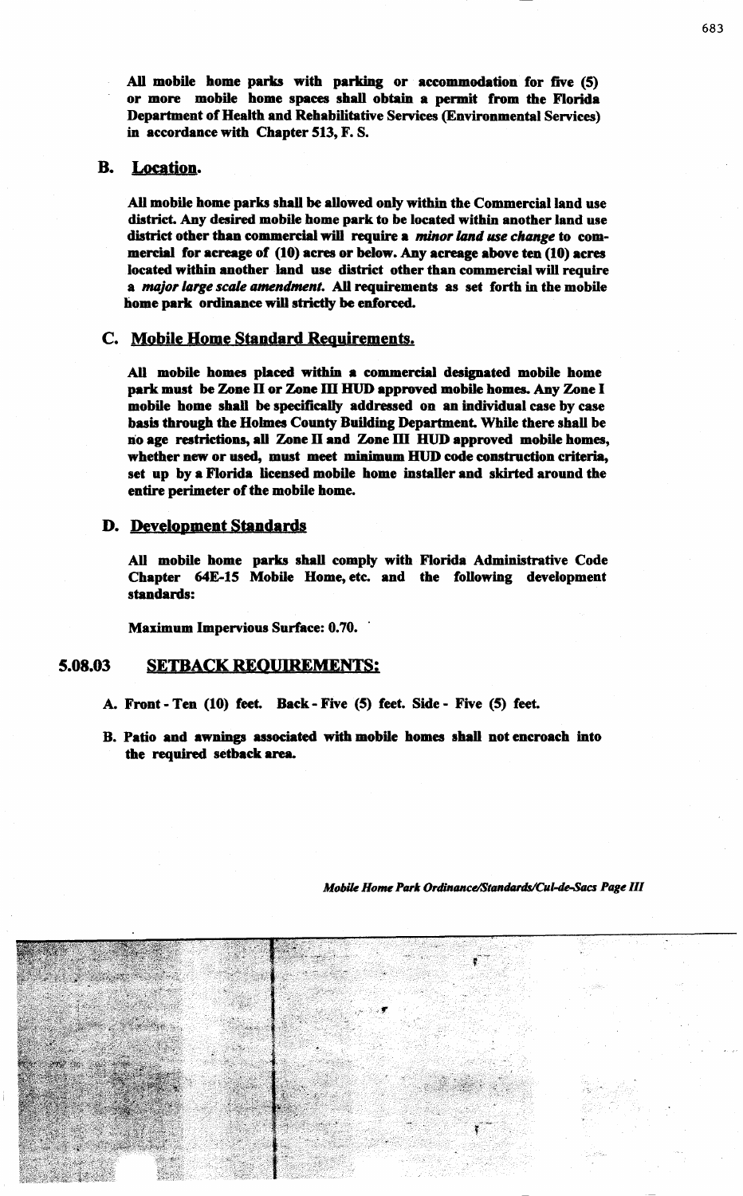**All mobile home parks with parking or accommodation for five (5) or more mobile home spaces shall obtain a permit from the Florida Department of Health and Rehabilitative Services (Environmental Services) in accordance with Chapter 513, F. S.**

## B. Location.

**All mobile home parks shall be allowed only within the Commercial land use district. Any desired mobile home park to be located within another land use district other than commercial will require a *minor land use change* to commercial for acreage of (10) acres or below. Any acreage above ten (10) acres located within another land use district other than commercial will require a *major large scale amendment.* All requirements as set forth in the mobile home park ordinance will strictly be enforced.**

## C. Mobile Home Standard Requirements.

**All mobile homes placed within a commercial designated mobile home park must be Zone II or Zone III HUD approved mobile homes. Any Zone I mobile home shall be specifically addressed on an individual case by case basis through the Holmes County Building Department. While there shall be no age restrictions, all Zone II and Zone III HUD approved mobile homes, whether new or used, must meet minimum HUD code construction criteria, set up by a Florida licensed mobile home installer and skirted around the entire perimeter of the mobile home.**

## D. Development Standards

**All mobile home parks shall comply with Florida Administrative Code Chapter 64E-15 Mobile Home, etc. and the following development standards:**

**Maximum Impervious Surface: 0.70.**

## 5.08.03 SETBACK REQUIREMENTS:

**A. Front - Ten (10) feet. Back - Five (5) feet. Side - Five (5) feet.**

**B. Patio and awnings associated with mobile homes shall not encroach into the required setback area.**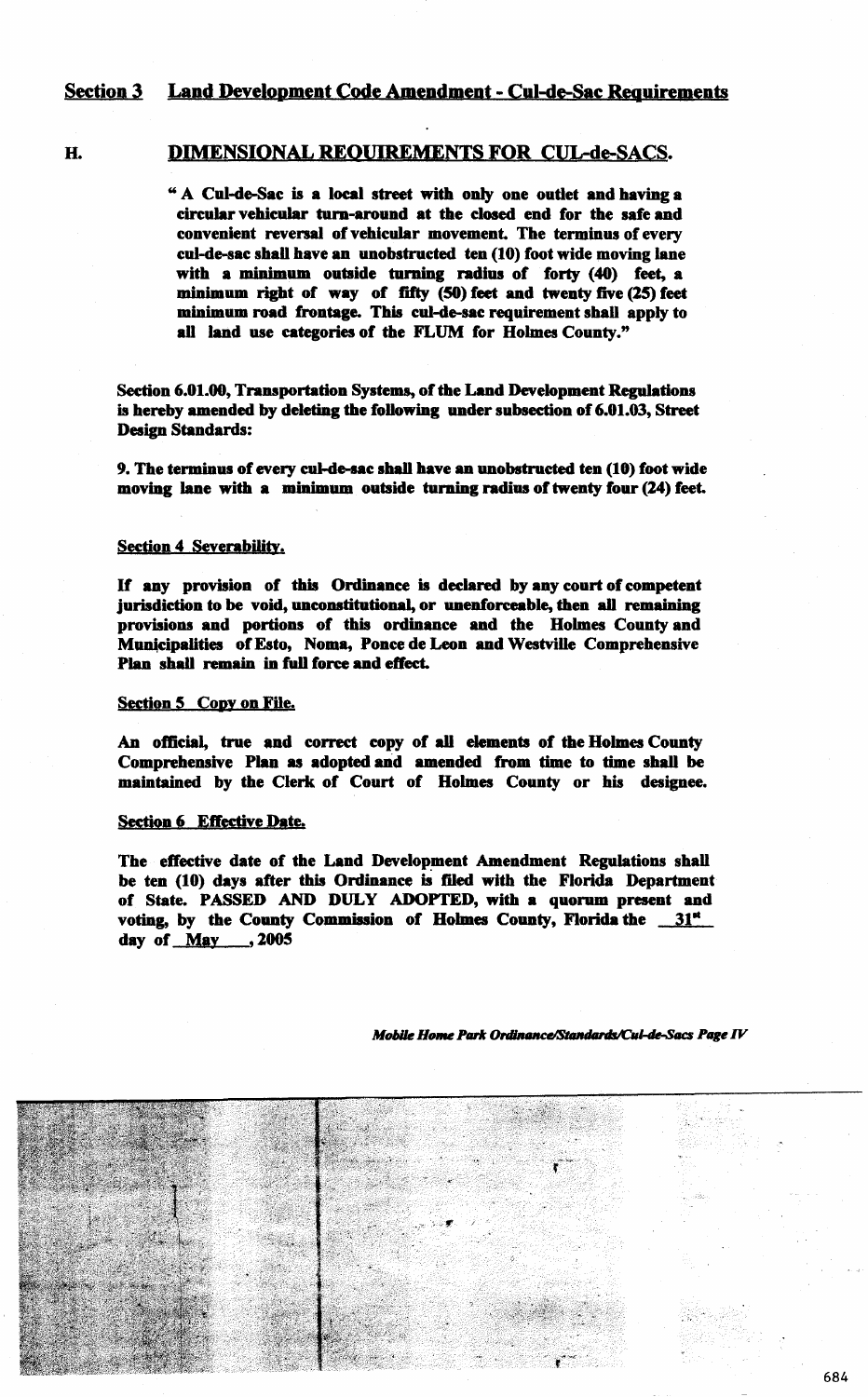## Section 3 Land Development Code Amendment - Cul-de-Sac Requirements

### H. DIMENSIONAL REQUIREMENTS FOR CUL-de-SACS.

**" A Cul-de-Sac is a local street with only one outlet and having a circular vehicular turn-around at the closed end for the safe and convenient reversal of vehicular movement. The terminus of every cul-de-sac shall have an unobstructed ten (10) foot wide moving lane with a minimum outside turning radius of forty (40) feet, a minimum right of way of fifty (50) feet and twenty five (25) feet minimum road frontage. This cul-de-sac requirement shall apply to all land use categories of the FLUM for Holmes County."**

**Section 6.01.00, Transportation Systems, of the Land Development Regulations is hereby amended by deleting the following under subsection of 6.01.03, Street Design Standards:**

**9. The terminus of every cul-de-sac shall have an unobstructed ten (10) foot wide moving lane with a minimum outside turning radius of twenty four (24) feet.**

**Section 4 Severability.**

**If any provision of this Ordinance is declared by any court of competent jurisdiction to be void, unconstitutional, or unenforceable, then all remaining provisions and portions of this ordinance and the Holmes County and Municipalities of Esto, Noma, Ponce de Leon and Westville Comprehensive Plan shall remain in full force and effect.**

**Section 5 Copy on File.**

**An official, true and correct copy of all elements of the Holmes County Comprehensive Plan as adopted and amended from time to time shall be maintained by the Clerk of Court of Holmes County or his designee.**

**Section 6 Effective Date.**

**The effective date of the Land Development Amendment Regulations shall be ten (10) days after this Ordinance is filed with the Florida Department of State. PASSED AND DULY ADOPTED, with a quorum present and voting, by the County Commission of Holmes County, Florida the 31st day of May , 2005**

***Mobile Home Park Ordinance/Standards/Cul-de-Sacs Page IV***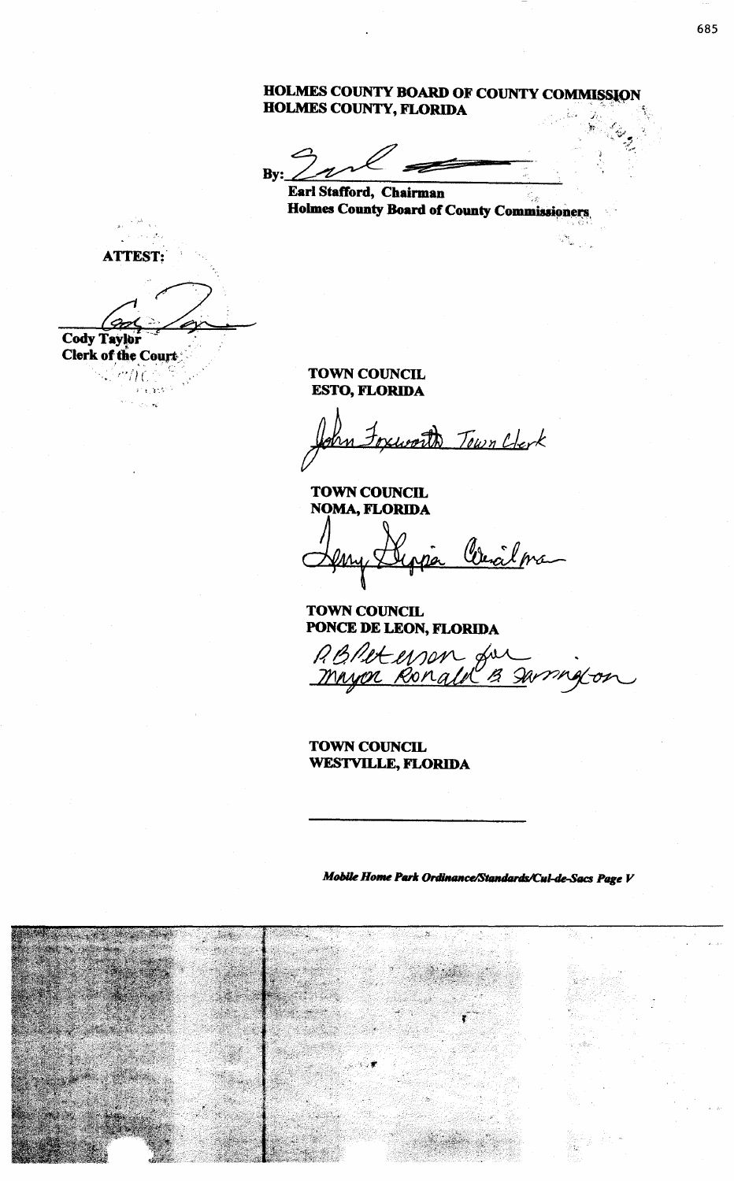**HOLMES COUNTY BOARD OF COUNTY COMMISSION**
**HOLMES COUNTY, FLORIDA**

By: ______________________

**Earl Stafford, Chairman**
**Holmes County Board of County Commissioners**

**ATTEST:**

______________________
**Cody Taylor**
**Clerk of the Court**

**TOWN COUNCIL**
**ESTO, FLORIDA**

John Foxworth Town Clerk

**TOWN COUNCIL**
**NOMA, FLORIDA**

Jerry Lippa Chairman

**TOWN COUNCIL**
**PONCE DE LEON, FLORIDA**

R.B. Peterson for
Mayor Ronald B. Sorrington

**TOWN COUNCIL**
**WESTVILLE, FLORIDA**

______________________

***Mobile Home Park Ordinance/Standards/Cul-de-Sacs Page V***